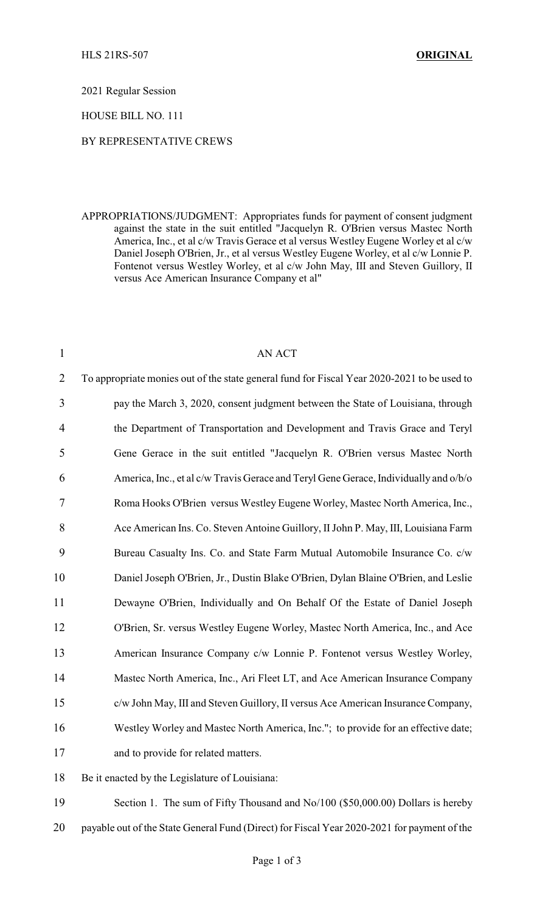HLS 21RS-507 **ORIGINAL**

2021 Regular Session

HOUSE BILL NO. 111

BY REPRESENTATIVE CREWS

APPROPRIATIONS/JUDGMENT: Appropriates funds for payment of consent judgment against the state in the suit entitled "Jacquelyn R. O'Brien versus Mastec North America, Inc., et al c/w Travis Gerace et al versus Westley Eugene Worley et al c/w Daniel Joseph O'Brien, Jr., et al versus Westley Eugene Worley, et al c/w Lonnie P. Fontenot versus Westley Worley, et al c/w John May, III and Steven Guillory, II versus Ace American Insurance Company et al"

AN ACT

To appropriate monies out of the state general fund for Fiscal Year 2020-2021 to be used to pay the March 3, 2020, consent judgment between the State of Louisiana, through the Department of Transportation and Development and Travis Grace and Teryl Gene Gerace in the suit entitled "Jacquelyn R. O'Brien versus Mastec North America, Inc., et al c/w Travis Gerace and Teryl Gene Gerace, Individually and o/b/o Roma Hooks O'Brien versus Westley Eugene Worley, Mastec North America, Inc., Ace American Ins. Co. Steven Antoine Guillory, II John P. May, III, Louisiana Farm Bureau Casualty Ins. Co. and State Farm Mutual Automobile Insurance Co. c/w Daniel Joseph O'Brien, Jr., Dustin Blake O'Brien, Dylan Blaine O'Brien, and Leslie Dewayne O'Brien, Individually and On Behalf Of the Estate of Daniel Joseph O'Brien, Sr. versus Westley Eugene Worley, Mastec North America, Inc., and Ace American Insurance Company c/w Lonnie P. Fontenot versus Westley Worley, Mastec North America, Inc., Ari Fleet LT, and Ace American Insurance Company c/w John May, III and Steven Guillory, II versus Ace American Insurance Company, Westley Worley and Mastec North America, Inc."; to provide for an effective date; and to provide for related matters.

Be it enacted by the Legislature of Louisiana:

Section 1. The sum of Fifty Thousand and No/100 ($50,000.00) Dollars is hereby payable out of the State General Fund (Direct) for Fiscal Year 2020-2021 for payment of the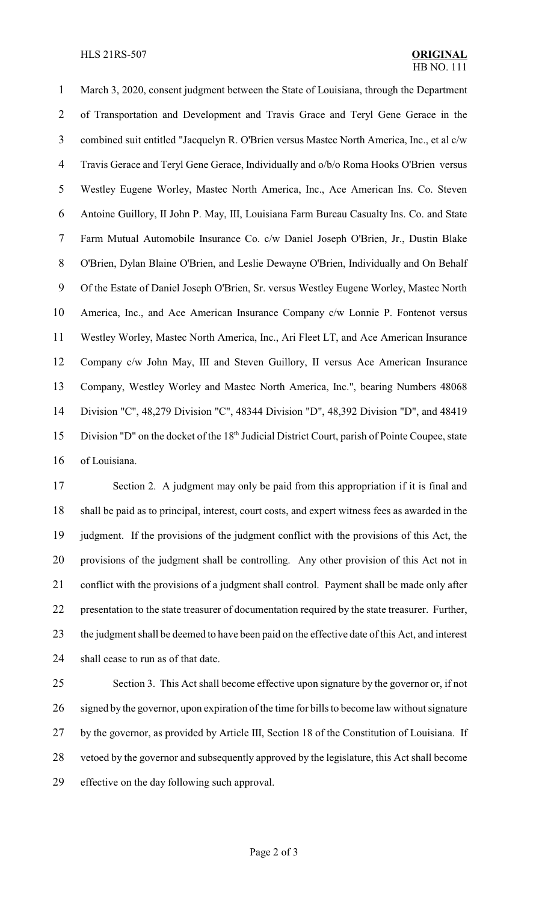March 3, 2020, consent judgment between the State of Louisiana, through the Department of Transportation and Development and Travis Grace and Teryl Gene Gerace in the combined suit entitled "Jacquelyn R. O'Brien versus Mastec North America, Inc., et al c/w Travis Gerace and Teryl Gene Gerace, Individually and o/b/o Roma Hooks O'Brien versus Westley Eugene Worley, Mastec North America, Inc., Ace American Ins. Co. Steven Antoine Guillory, II John P. May, III, Louisiana Farm Bureau Casualty Ins. Co. and State Farm Mutual Automobile Insurance Co. c/w Daniel Joseph O'Brien, Jr., Dustin Blake O'Brien, Dylan Blaine O'Brien, and Leslie Dewayne O'Brien, Individually and On Behalf Of the Estate of Daniel Joseph O'Brien, Sr. versus Westley Eugene Worley, Mastec North America, Inc., and Ace American Insurance Company c/w Lonnie P. Fontenot versus Westley Worley, Mastec North America, Inc., Ari Fleet LT, and Ace American Insurance Company c/w John May, III and Steven Guillory, II versus Ace American Insurance Company, Westley Worley and Mastec North America, Inc.", bearing Numbers 48068 Division "C", 48,279 Division "C", 48344 Division "D", 48,392 Division "D", and 48419 Division "D" on the docket of the 18th Judicial District Court, parish of Pointe Coupee, state of Louisiana.

Section 2. A judgment may only be paid from this appropriation if it is final and shall be paid as to principal, interest, court costs, and expert witness fees as awarded in the judgment. If the provisions of the judgment conflict with the provisions of this Act, the provisions of the judgment shall be controlling. Any other provision of this Act not in conflict with the provisions of a judgment shall control. Payment shall be made only after presentation to the state treasurer of documentation required by the state treasurer. Further, the judgment shall be deemed to have been paid on the effective date of this Act, and interest shall cease to run as of that date.

Section 3. This Act shall become effective upon signature by the governor or, if not signed by the governor, upon expiration of the time for bills to become law without signature by the governor, as provided by Article III, Section 18 of the Constitution of Louisiana. If vetoed by the governor and subsequently approved by the legislature, this Act shall become effective on the day following such approval.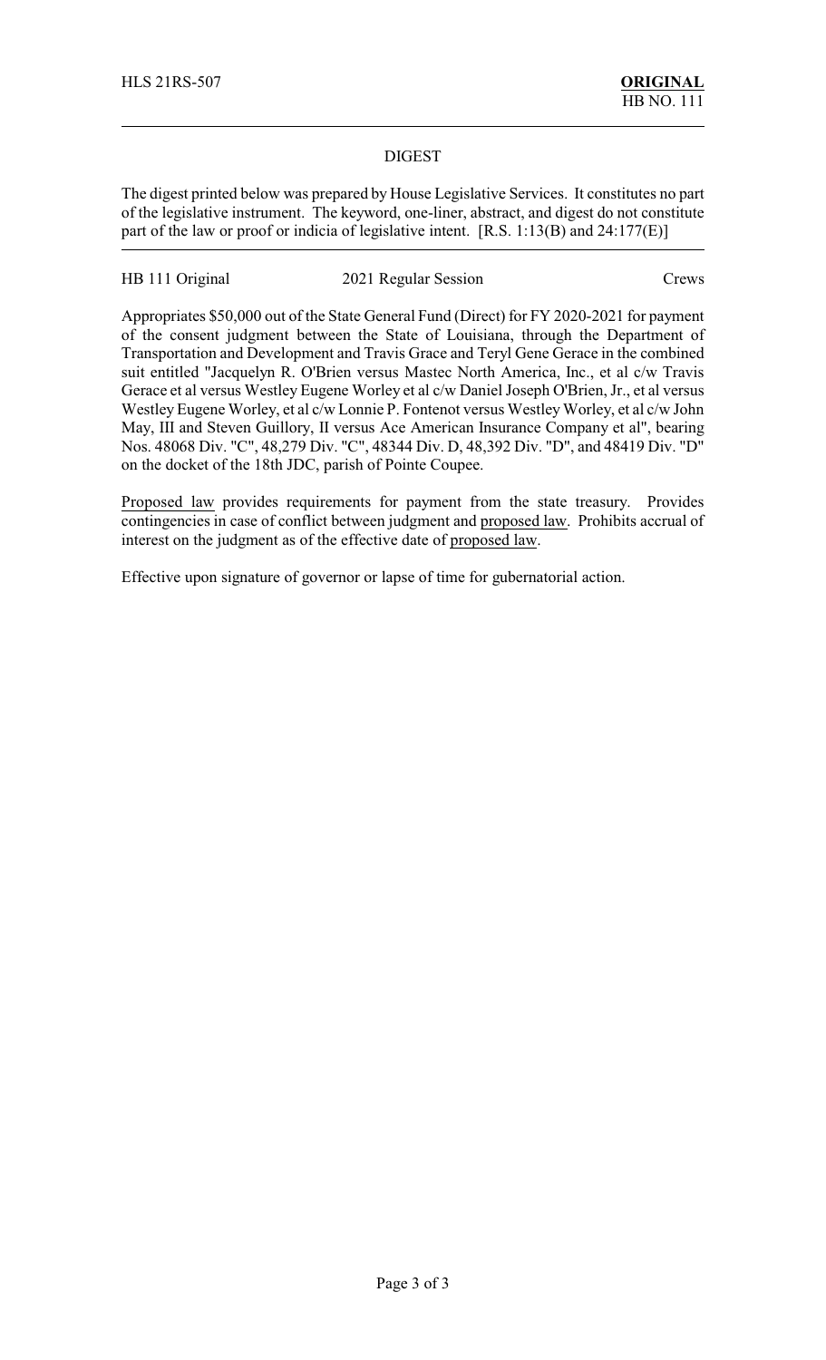HLS 21RS-507

**ORIGINAL**
HB NO. 111

DIGEST

The digest printed below was prepared by House Legislative Services. It constitutes no part of the legislative instrument. The keyword, one-liner, abstract, and digest do not constitute part of the law or proof or indicia of legislative intent. [R.S. 1:13(B) and 24:177(E)]

HB 111 Original 2021 Regular Session Crews

Appropriates $50,000 out of the State General Fund (Direct) for FY 2020-2021 for payment of the consent judgment between the State of Louisiana, through the Department of Transportation and Development and Travis Grace and Teryl Gene Gerace in the combined suit entitled "Jacquelyn R. O'Brien versus Mastec North America, Inc., et al c/w Travis Gerace et al versus Westley Eugene Worley et al c/w Daniel Joseph O'Brien, Jr., et al versus Westley Eugene Worley, et al c/w Lonnie P. Fontenot versus Westley Worley, et al c/w John May, III and Steven Guillory, II versus Ace American Insurance Company et al", bearing Nos. 48068 Div. "C", 48,279 Div. "C", 48344 Div. D, 48,392 Div. "D", and 48419 Div. "D" on the docket of the 18th JDC, parish of Pointe Coupee.

Proposed law provides requirements for payment from the state treasury. Provides contingencies in case of conflict between judgment and proposed law. Prohibits accrual of interest on the judgment as of the effective date of proposed law.

Effective upon signature of governor or lapse of time for gubernatorial action.